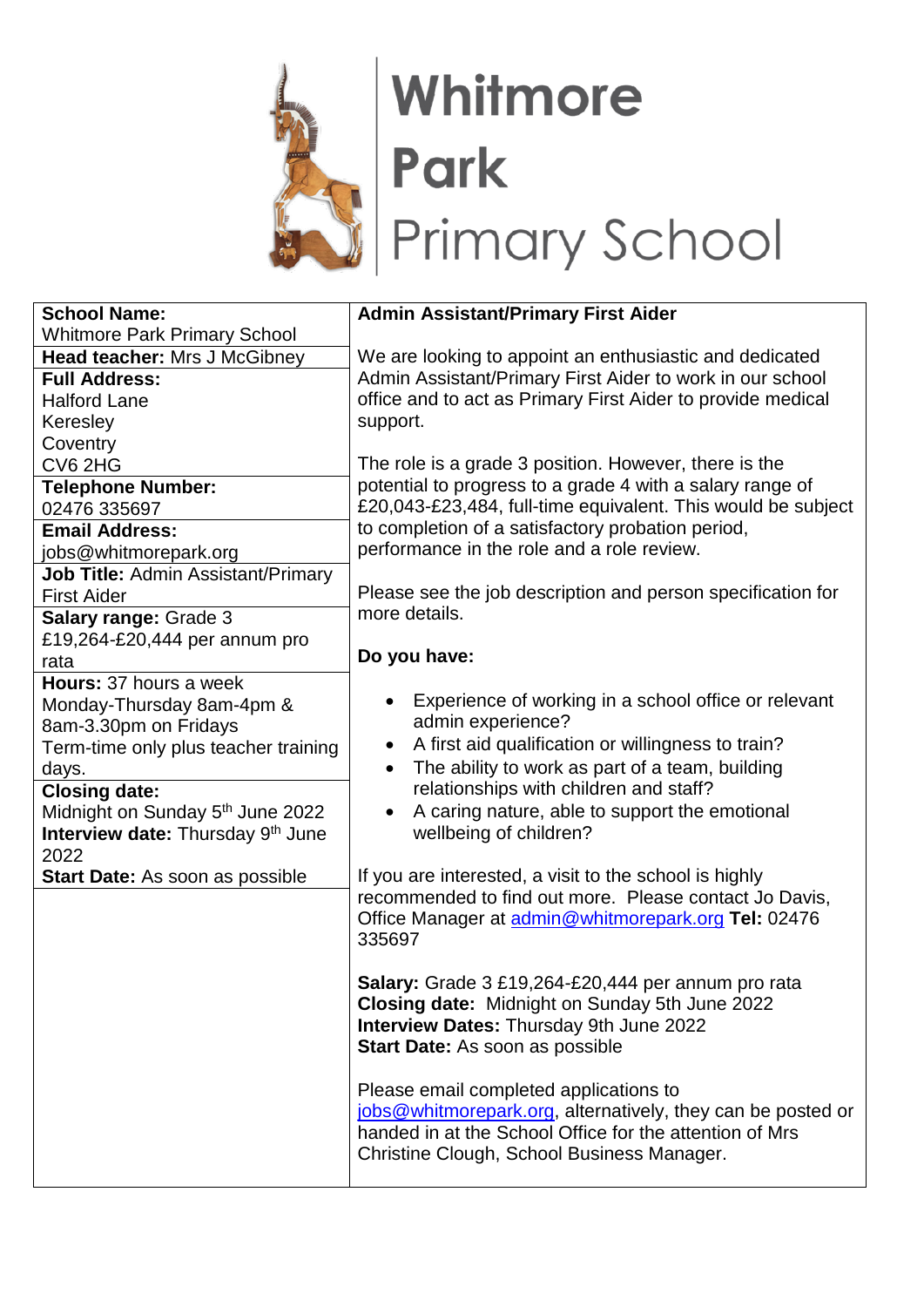# Whitmore Park Primary School

| **School Name:** Whitmore Park Primary School | **Admin Assistant/Primary First Aider** |
|---|---|
| **Head teacher:** Mrs J McGibney | We are looking to appoint an enthusiastic and dedicated Admin Assistant/Primary First Aider to work in our school office and to act as Primary First Aider to provide medical support.<br><br>The role is a grade 3 position. However, there is the potential to progress to a grade 4 with a salary range of £20,043-£23,484, full-time equivalent. This would be subject to completion of a satisfactory probation period, performance in the role and a role review.<br><br>Please see the job description and person specification for more details.<br><br>**Do you have:**<br><br>• Experience of working in a school office or relevant admin experience?<br>• A first aid qualification or willingness to train?<br>• The ability to work as part of a team, building relationships with children and staff?<br>• A caring nature, able to support the emotional wellbeing of children?<br><br>If you are interested, a visit to the school is highly recommended to find out more. Please contact Jo Davis, Office Manager at admin@whitmorepark.org **Tel:** 02476 335697<br><br>**Salary:** Grade 3 £19,264-£20,444 per annum pro rata<br>**Closing date:** Midnight on Sunday 5th June 2022<br>**Interview Dates:** Thursday 9th June 2022<br>**Start Date:** As soon as possible<br><br>Please email completed applications to jobs@whitmorepark.org, alternatively, they can be posted or handed in at the School Office for the attention of Mrs Christine Clough, School Business Manager. |
| **Full Address:** Halford Lane Keresley Coventry CV6 2HG | |
| **Telephone Number:** 02476 335697 | |
| **Email Address:** jobs@whitmorepark.org | |
| **Job Title:** Admin Assistant/Primary First Aider | |
| **Salary range:** Grade 3 £19,264-£20,444 per annum pro rata | |
| **Hours:** 37 hours a week Monday-Thursday 8am-4pm & 8am-3.30pm on Fridays Term-time only plus teacher training days. | |
| **Closing date:** Midnight on Sunday 5th June 2022 **Interview date:** Thursday 9th June 2022 **Start Date:** As soon as possible | |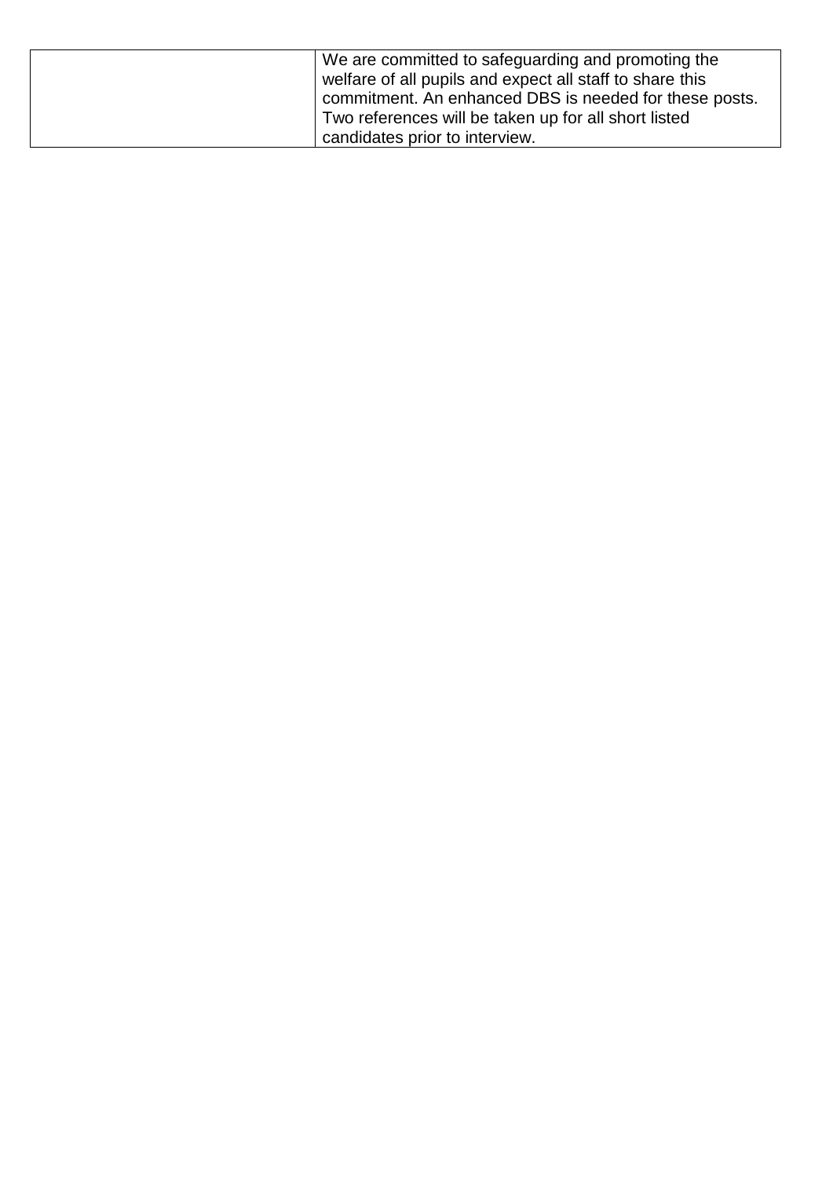| | |
|---|---|
| | We are committed to safeguarding and promoting the welfare of all pupils and expect all staff to share this commitment. An enhanced DBS is needed for these posts. Two references will be taken up for all short listed candidates prior to interview. |